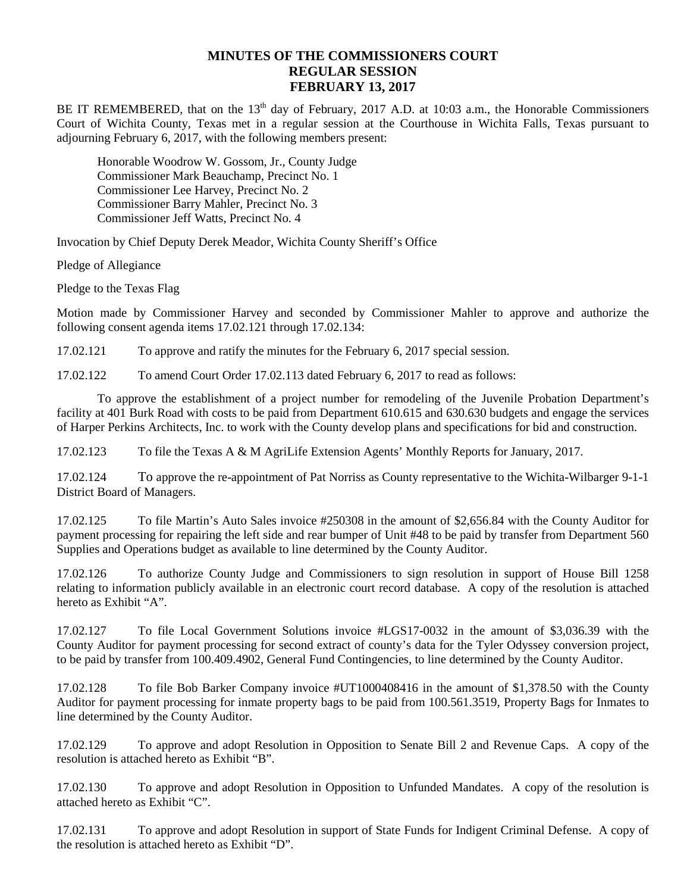# MINUTES OF THE COMMISSIONERS COURT
## REGULAR SESSION
## FEBRUARY 13, 2017

BE IT REMEMBERED, that on the 13th day of February, 2017 A.D. at 10:03 a.m., the Honorable Commissioners Court of Wichita County, Texas met in a regular session at the Courthouse in Wichita Falls, Texas pursuant to adjourning February 6, 2017, with the following members present:

Honorable Woodrow W. Gossom, Jr., County Judge
Commissioner Mark Beauchamp, Precinct No. 1
Commissioner Lee Harvey, Precinct No. 2
Commissioner Barry Mahler, Precinct No. 3
Commissioner Jeff Watts, Precinct No. 4

Invocation by Chief Deputy Derek Meador, Wichita County Sheriff's Office

Pledge of Allegiance

Pledge to the Texas Flag

Motion made by Commissioner Harvey and seconded by Commissioner Mahler to approve and authorize the following consent agenda items 17.02.121 through 17.02.134:

17.02.121 To approve and ratify the minutes for the February 6, 2017 special session.

17.02.122 To amend Court Order 17.02.113 dated February 6, 2017 to read as follows:

To approve the establishment of a project number for remodeling of the Juvenile Probation Department's facility at 401 Burk Road with costs to be paid from Department 610.615 and 630.630 budgets and engage the services of Harper Perkins Architects, Inc. to work with the County develop plans and specifications for bid and construction.

17.02.123 To file the Texas A & M AgriLife Extension Agents' Monthly Reports for January, 2017.

17.02.124 To approve the re-appointment of Pat Norriss as County representative to the Wichita-Wilbarger 9-1-1 District Board of Managers.

17.02.125 To file Martin's Auto Sales invoice #250308 in the amount of $2,656.84 with the County Auditor for payment processing for repairing the left side and rear bumper of Unit #48 to be paid by transfer from Department 560 Supplies and Operations budget as available to line determined by the County Auditor.

17.02.126 To authorize County Judge and Commissioners to sign resolution in support of House Bill 1258 relating to information publicly available in an electronic court record database. A copy of the resolution is attached hereto as Exhibit "A".

17.02.127 To file Local Government Solutions invoice #LGS17-0032 in the amount of $3,036.39 with the County Auditor for payment processing for second extract of county's data for the Tyler Odyssey conversion project, to be paid by transfer from 100.409.4902, General Fund Contingencies, to line determined by the County Auditor.

17.02.128 To file Bob Barker Company invoice #UT1000408416 in the amount of $1,378.50 with the County Auditor for payment processing for inmate property bags to be paid from 100.561.3519, Property Bags for Inmates to line determined by the County Auditor.

17.02.129 To approve and adopt Resolution in Opposition to Senate Bill 2 and Revenue Caps. A copy of the resolution is attached hereto as Exhibit "B".

17.02.130 To approve and adopt Resolution in Opposition to Unfunded Mandates. A copy of the resolution is attached hereto as Exhibit "C".

17.02.131 To approve and adopt Resolution in support of State Funds for Indigent Criminal Defense. A copy of the resolution is attached hereto as Exhibit "D".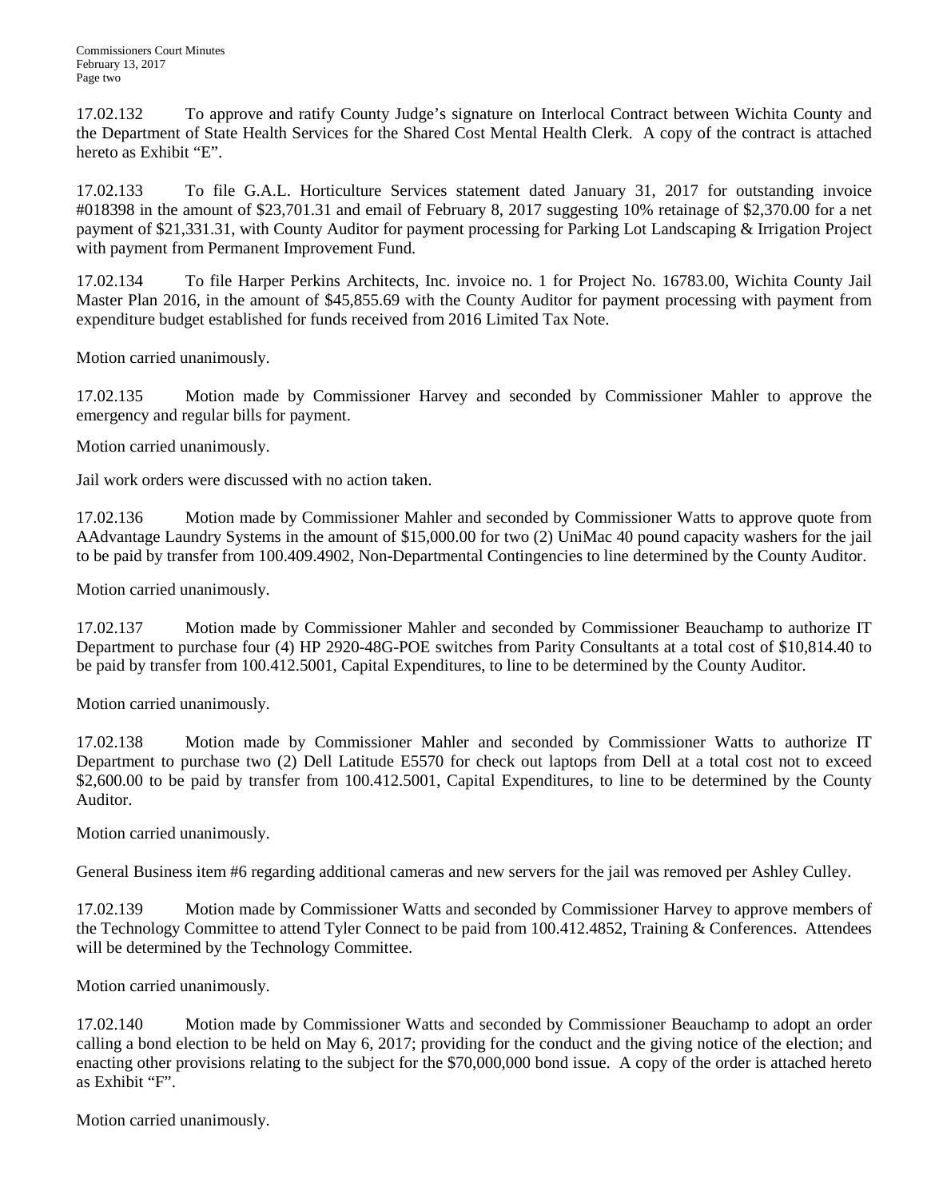17.02.132 To approve and ratify County Judge's signature on Interlocal Contract between Wichita County and the Department of State Health Services for the Shared Cost Mental Health Clerk. A copy of the contract is attached hereto as Exhibit "E".

17.02.133 To file G.A.L. Horticulture Services statement dated January 31, 2017 for outstanding invoice #018398 in the amount of $23,701.31 and email of February 8, 2017 suggesting 10% retainage of $2,370.00 for a net payment of $21,331.31, with County Auditor for payment processing for Parking Lot Landscaping & Irrigation Project with payment from Permanent Improvement Fund.

17.02.134 To file Harper Perkins Architects, Inc. invoice no. 1 for Project No. 16783.00, Wichita County Jail Master Plan 2016, in the amount of $45,855.69 with the County Auditor for payment processing with payment from expenditure budget established for funds received from 2016 Limited Tax Note.

Motion carried unanimously.

17.02.135 Motion made by Commissioner Harvey and seconded by Commissioner Mahler to approve the emergency and regular bills for payment.

Motion carried unanimously.

Jail work orders were discussed with no action taken.

17.02.136 Motion made by Commissioner Mahler and seconded by Commissioner Watts to approve quote from AAdvantage Laundry Systems in the amount of $15,000.00 for two (2) UniMac 40 pound capacity washers for the jail to be paid by transfer from 100.409.4902, Non-Departmental Contingencies to line determined by the County Auditor.

Motion carried unanimously.

17.02.137 Motion made by Commissioner Mahler and seconded by Commissioner Beauchamp to authorize IT Department to purchase four (4) HP 2920-48G-POE switches from Parity Consultants at a total cost of $10,814.40 to be paid by transfer from 100.412.5001, Capital Expenditures, to line to be determined by the County Auditor.

Motion carried unanimously.

17.02.138 Motion made by Commissioner Mahler and seconded by Commissioner Watts to authorize IT Department to purchase two (2) Dell Latitude E5570 for check out laptops from Dell at a total cost not to exceed $2,600.00 to be paid by transfer from 100.412.5001, Capital Expenditures, to line to be determined by the County Auditor.

Motion carried unanimously.

General Business item #6 regarding additional cameras and new servers for the jail was removed per Ashley Culley.

17.02.139 Motion made by Commissioner Watts and seconded by Commissioner Harvey to approve members of the Technology Committee to attend Tyler Connect to be paid from 100.412.4852, Training & Conferences. Attendees will be determined by the Technology Committee.

Motion carried unanimously.

17.02.140 Motion made by Commissioner Watts and seconded by Commissioner Beauchamp to adopt an order calling a bond election to be held on May 6, 2017; providing for the conduct and the giving notice of the election; and enacting other provisions relating to the subject for the $70,000,000 bond issue. A copy of the order is attached hereto as Exhibit "F".

Motion carried unanimously.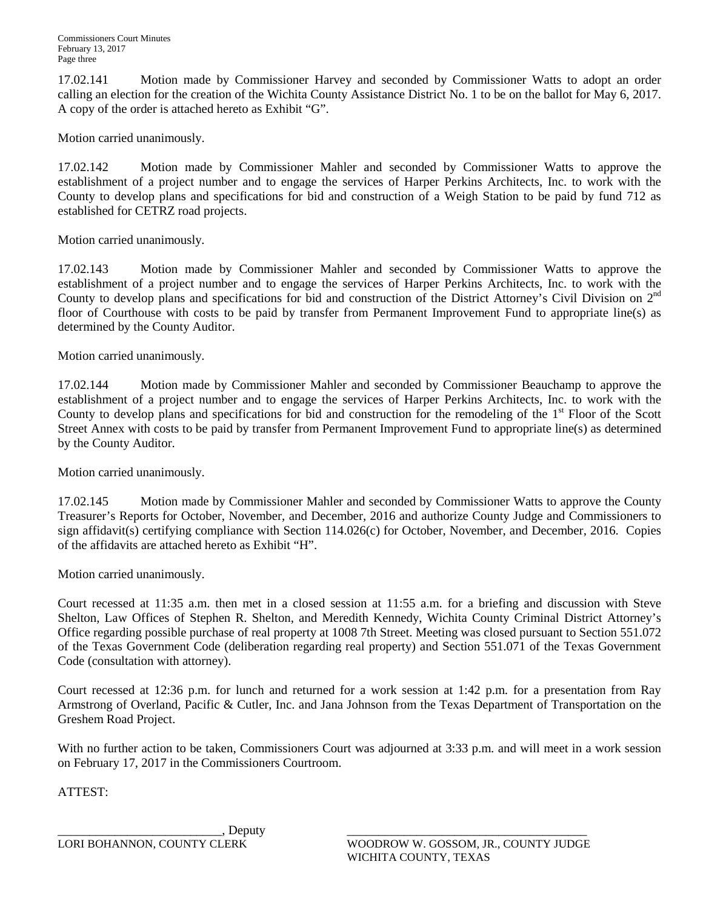17.02.141 Motion made by Commissioner Harvey and seconded by Commissioner Watts to adopt an order calling an election for the creation of the Wichita County Assistance District No. 1 to be on the ballot for May 6, 2017. A copy of the order is attached hereto as Exhibit "G".

Motion carried unanimously.

17.02.142 Motion made by Commissioner Mahler and seconded by Commissioner Watts to approve the establishment of a project number and to engage the services of Harper Perkins Architects, Inc. to work with the County to develop plans and specifications for bid and construction of a Weigh Station to be paid by fund 712 as established for CETRZ road projects.

Motion carried unanimously.

17.02.143 Motion made by Commissioner Mahler and seconded by Commissioner Watts to approve the establishment of a project number and to engage the services of Harper Perkins Architects, Inc. to work with the County to develop plans and specifications for bid and construction of the District Attorney's Civil Division on 2nd floor of Courthouse with costs to be paid by transfer from Permanent Improvement Fund to appropriate line(s) as determined by the County Auditor.

Motion carried unanimously.

17.02.144 Motion made by Commissioner Mahler and seconded by Commissioner Beauchamp to approve the establishment of a project number and to engage the services of Harper Perkins Architects, Inc. to work with the County to develop plans and specifications for bid and construction for the remodeling of the 1st Floor of the Scott Street Annex with costs to be paid by transfer from Permanent Improvement Fund to appropriate line(s) as determined by the County Auditor.

Motion carried unanimously.

17.02.145 Motion made by Commissioner Mahler and seconded by Commissioner Watts to approve the County Treasurer's Reports for October, November, and December, 2016 and authorize County Judge and Commissioners to sign affidavit(s) certifying compliance with Section 114.026(c) for October, November, and December, 2016. Copies of the affidavits are attached hereto as Exhibit "H".

Motion carried unanimously.

Court recessed at 11:35 a.m. then met in a closed session at 11:55 a.m. for a briefing and discussion with Steve Shelton, Law Offices of Stephen R. Shelton, and Meredith Kennedy, Wichita County Criminal District Attorney's Office regarding possible purchase of real property at 1008 7th Street. Meeting was closed pursuant to Section 551.072 of the Texas Government Code (deliberation regarding real property) and Section 551.071 of the Texas Government Code (consultation with attorney).

Court recessed at 12:36 p.m. for lunch and returned for a work session at 1:42 p.m. for a presentation from Ray Armstrong of Overland, Pacific & Cutler, Inc. and Jana Johnson from the Texas Department of Transportation on the Greshem Road Project.

With no further action to be taken, Commissioners Court was adjourned at 3:33 p.m. and will meet in a work session on February 17, 2017 in the Commissioners Courtroom.

ATTEST:

___________________________, Deputy
LORI BOHANNON, COUNTY CLERK

_______________________________________
WOODROW W. GOSSOM, JR., COUNTY JUDGE
WICHITA COUNTY, TEXAS